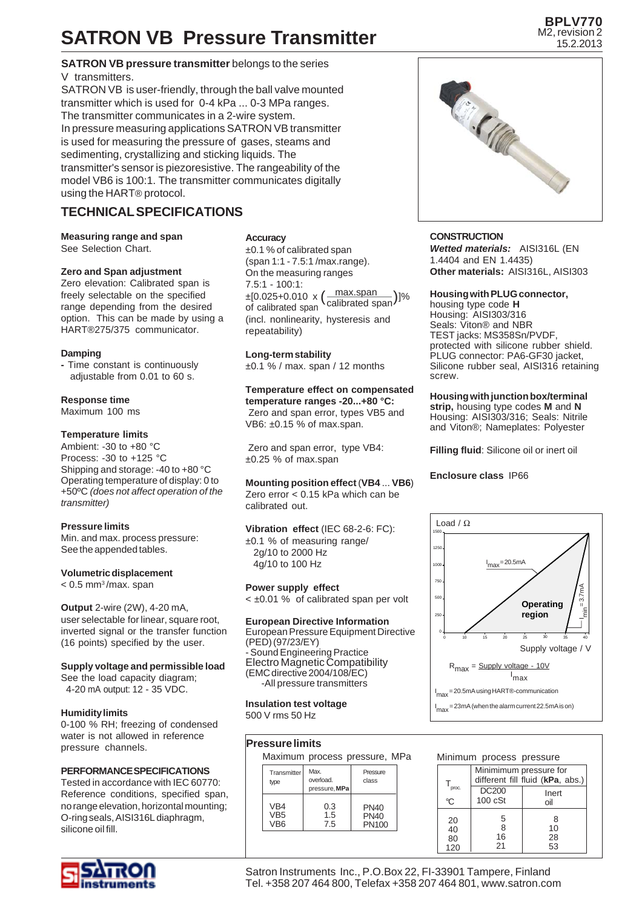# SATRON VB Pressure Transmitter

BPLV770
M2, revision 2
15.2.2013

**SATRON VB pressure transmitter** belongs to the series V transmitters.

SATRON VB is user-friendly, through the ball valve mounted transmitter which is used for 0-4 kPa ... 0-3 MPa ranges. The transmitter communicates in a 2-wire system.

In pressure measuring applications SATRON VB transmitter is used for measuring the pressure of gases, steams and sedimenting, crystallizing and sticking liquids. The transmitter's sensor is piezoresistive. The rangeability of the model VB6 is 100:1. The transmitter communicates digitally using the HART® protocol.

## TECHNICAL SPECIFICATIONS

**Measuring range and span**
See Selection Chart.

**Zero and Span adjustment**
Zero elevation: Calibrated span is freely selectable on the specified range depending from the desired option. This can be made by using a HART®275/375 communicator.

**Damping**
- Time constant is continuously adjustable from 0.01 to 60 s.

**Response time**
Maximum 100 ms

**Temperature limits**
Ambient: -30 to +80 °C
Process: -30 to +125 °C
Shipping and storage: -40 to +80 °C
Operating temperature of display: 0 to +50ºC *(does not affect operation of the transmitter)*

**Pressure limits**
Min. and max. process pressure: See the appended tables.

**Volumetric displacement**
< 0.5 mm³/max. span

**Output** 2-wire (2W), 4-20 mA, user selectable for linear, square root, inverted signal or the transfer function (16 points) specified by the user.

**Supply voltage and permissible load**
See the load capacity diagram;
4-20 mA output: 12 - 35 VDC.

**Humidity limits**
0-100 % RH; freezing of condensed water is not allowed in reference pressure channels.

**PERFORMANCE SPECIFICATIONS**
Tested in accordance with IEC 60770: Reference conditions, specified span, no range elevation, horizontal mounting; O-ring seals, AISI316L diaphragm, silicone oil fill.

**Accuracy**
±0.1 % of calibrated span (span 1:1 - 7.5:1 /max.range).
On the measuring ranges 7.5:1 - 100:1:

$$\pm\left[0.025+0.010 \times \left(\frac{\text{max.span}}{\text{calibrated span}}\right)\right]\%$$

of calibrated span (incl. nonlinearity, hysteresis and repeatability)

**Long-term stability**
±0.1 % / max. span / 12 months

**Temperature effect on compensated temperature ranges -20...+80 °C:**
Zero and span error, types VB5 and VB6: ±0.15 % of max.span.

Zero and span error, type VB4: ±0.25 % of max.span

**Mounting position effect** (**VB4** ... **VB6**)
Zero error < 0.15 kPa which can be calibrated out.

**Vibration effect** (IEC 68-2-6: FC):
±0.1 % of measuring range/
2g/10 to 2000 Hz
4g/10 to 100 Hz

**Power supply effect**
< ±0.01 % of calibrated span per volt

**European Directive Information**
European Pressure Equipment Directive (PED) (97/23/EY)
- Sound Engineering Practice
Electro Magnetic Compatibility (EMC directive 2004/108/EC)
-All pressure transmitters

**Insulation test voltage**
500 V rms 50 Hz

**CONSTRUCTION**
***Wetted materials:*** AISI316L (EN 1.4404 and EN 1.4435)
**Other materials:** AISI316L, AISI303

**Housing with PLUG connector,** housing type code **H**
Housing: AISI303/316
Seals: Viton® and NBR
TEST jacks: MS358Sn/PVDF, protected with silicone rubber shield.
PLUG connector: PA6-GF30 jacket, Silicone rubber seal, AISI316 retaining screw.

**Housing with junction box/terminal strip,** housing type codes **M** and **N**
Housing: AISI303/316; Seals: Nitrile and Viton®; Nameplates: Polyester

**Filling fluid**: Silicone oil or inert oil

**Enclosure class** IP66

Load / Ω (0–1500) vs. Supply voltage / V (0–40): Operating region bounded by $I_{max}$ = 20.5mA and $I_{min}$ = 3.7mA.

$$R_{max} = \frac{\text{Supply voltage - 10V}}{I_{max}}$$

$I_{max}$ = 20.5mA using HART®-communication
$I_{max}$ = 23mA (when the alarm current 22.5mA is on)

## Pressure limits

Maximum process pressure, MPa

| Transmitter type | Max. overload. pressure, **MPa** | Pressure class |
|---|---|---|
| VB4 | 0.3 | PN40 |
| VB5 | 1.5 | PN40 |
| VB6 | 7.5 | PN100 |

Minimum process pressure

| $T_{proc.}$ °C | Minimimum pressure for different fill fluid (**kPa**, abs.) DC200 100 cSt | Inert oil |
|---|---|---|
| 20 | 5 | 8 |
| 40 | 8 | 10 |
| 80 | 16 | 28 |
| 120 | 21 | 53 |

Satron Instruments Inc., P.O.Box 22, FI-33901 Tampere, Finland
Tel. +358 207 464 800, Telefax +358 207 464 801, www.satron.com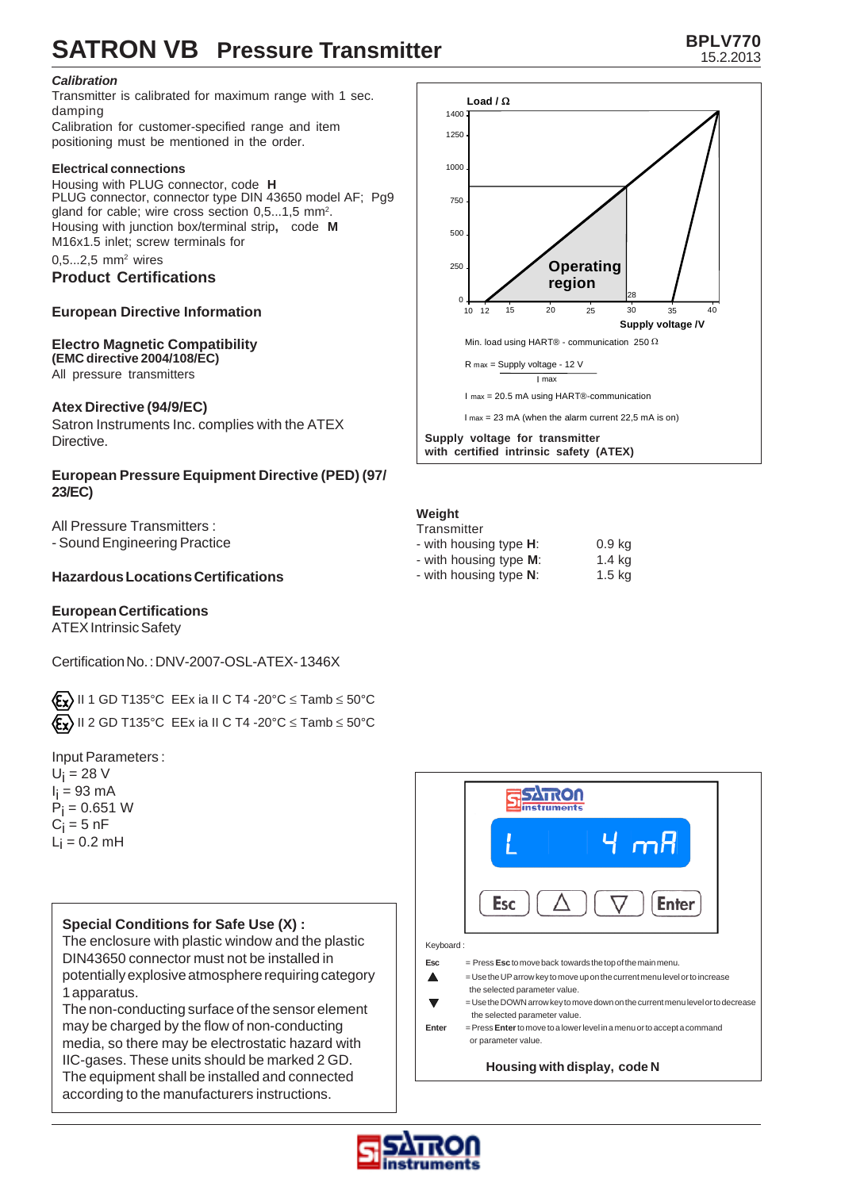# SATRON VB Pressure Transmitter

*Calibration*

Transmitter is calibrated for maximum range with 1 sec. damping

Calibration for customer-specified range and item positioning must be mentioned in the order.

**Electrical connections**

Housing with PLUG connector, code **H**
PLUG connector, connector type DIN 43650 model AF; Pg9 gland for cable; wire cross section 0,5...1,5 mm².
Housing with junction box/terminal strip**,** code **M**
M16x1.5 inlet; screw terminals for
0,5...2,5 mm² wires

## Product Certifications

### European Directive Information

### Electro Magnetic Compatibility

**(EMC directive 2004/108/EC)**
All pressure transmitters

### Atex Directive (94/9/EC)

Satron Instruments Inc. complies with the ATEX Directive.

### European Pressure Equipment Directive (PED) (97/23/EC)

All Pressure Transmitters :
- Sound Engineering Practice

### Hazardous Locations Certifications

### European Certifications

ATEX Intrinsic Safety

Certification No. : DNV-2007-OSL-ATEX-1346X

Ex II 1 GD T135°C EEx ia II C T4 -20°C ≤ Tamb ≤ 50°C
Ex II 2 GD T135°C EEx ia II C T4 -20°C ≤ Tamb ≤ 50°C

Input Parameters :
$U_i$ = 28 V
$I_i$ = 93 mA
$P_i$ = 0.651 W
$C_i$ = 5 nF
$L_i$ = 0.2 mH

**Special Conditions for Safe Use (X) :**
The enclosure with plastic window and the plastic DIN43650 connector must not be installed in potentially explosive atmosphere requiring category 1 apparatus.
The non-conducting surface of the sensor element may be charged by the flow of non-conducting media, so there may be electrostatic hazard with IIC-gases. These units should be marked 2 GD.
The equipment shall be installed and connected according to the manufacturers instructions.

Load / Ω: 0, 250, 500, 750, 1000, 1250, 1400
Supply voltage /V: 10, 12, 15, 20, 25, 28, 30, 35, 40
Operating region

Min. load using HART® - communication 250 Ω

$$R_{max} = \frac{\text{Supply voltage} - 12\text{ V}}{I_{max}}$$

$I_{max}$ = 20.5 mA using HART®-communication

$I_{max}$ = 23 mA (when the alarm current 22,5 mA is on)

**Supply voltage for transmitter with certified intrinsic safety (ATEX)**

**Weight**

Transmitter

| | |
|---|---|
| - with housing type **H**: | 0.9 kg |
| - with housing type **M**: | 1.4 kg |
| - with housing type **N**: | 1.5 kg |

L 4 mA

Esc | ▲ | ▼ | Enter

Keyboard :

**Esc** = Press **Esc** to move back towards the top of the main menu.
▲ = Use the UP arrow key to move up on the current menu level or to increase the selected parameter value.
▼ = Use the DOWN arrow key to move down on the current menu level or to decrease the selected parameter value.
**Enter** = Press **Enter** to move to a lower level in a menu or to accept a command or parameter value.

**Housing with display, code N**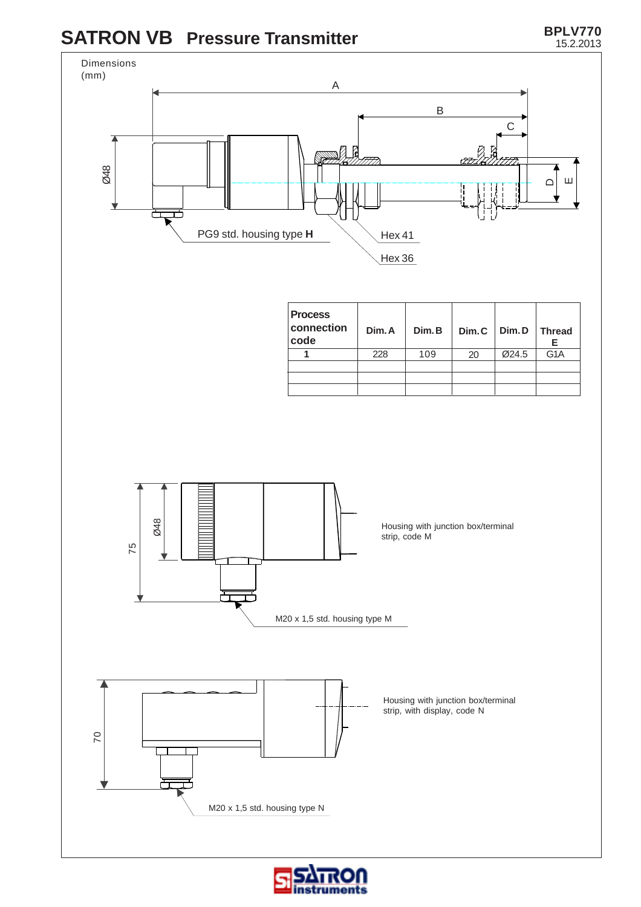# SATRON VB Pressure Transmitter

BPLV770
15.2.2013

Dimensions
(mm)

A

B

C

Ø48

D

E

PG9 std. housing type **H**

Hex 41

Hex 36

| Process connection code | Dim. A | Dim. B | Dim. C | Dim. D | Thread E |
|---|---|---|---|---|---|
| **1** | 228 | 109 | 20 | Ø24.5 | G1A |
| | | | | | |
| | | | | | |
| | | | | | |

75

Ø48

Housing with junction box/terminal strip, code M

M20 x 1,5 std. housing type M

70

Housing with junction box/terminal strip, with display, code N

M20 x 1,5 std. housing type N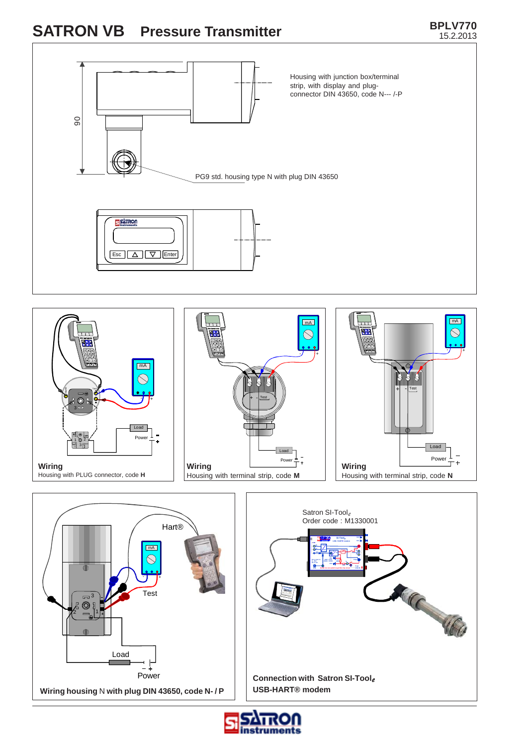# SATRON VB Pressure Transmitter

Housing with junction box/terminal strip, with display and plug-connector DIN 43650, code N--- /-P

90

PG9 std. housing type N with plug DIN 43650

Esc Enter

**Wiring**
Housing with PLUG connector, code **H**

**Wiring**
Housing with terminal strip, code **M**

**Wiring**
Housing with terminal strip, code **N**

Hart®

Test

Load

Power

**Wiring housing** N **with plug DIN 43650, code N- / P**

Satron SI-Tool$_e$
Order code : M1330001

**Connection with Satron SI-Tool$_e$**
**USB-HART® modem**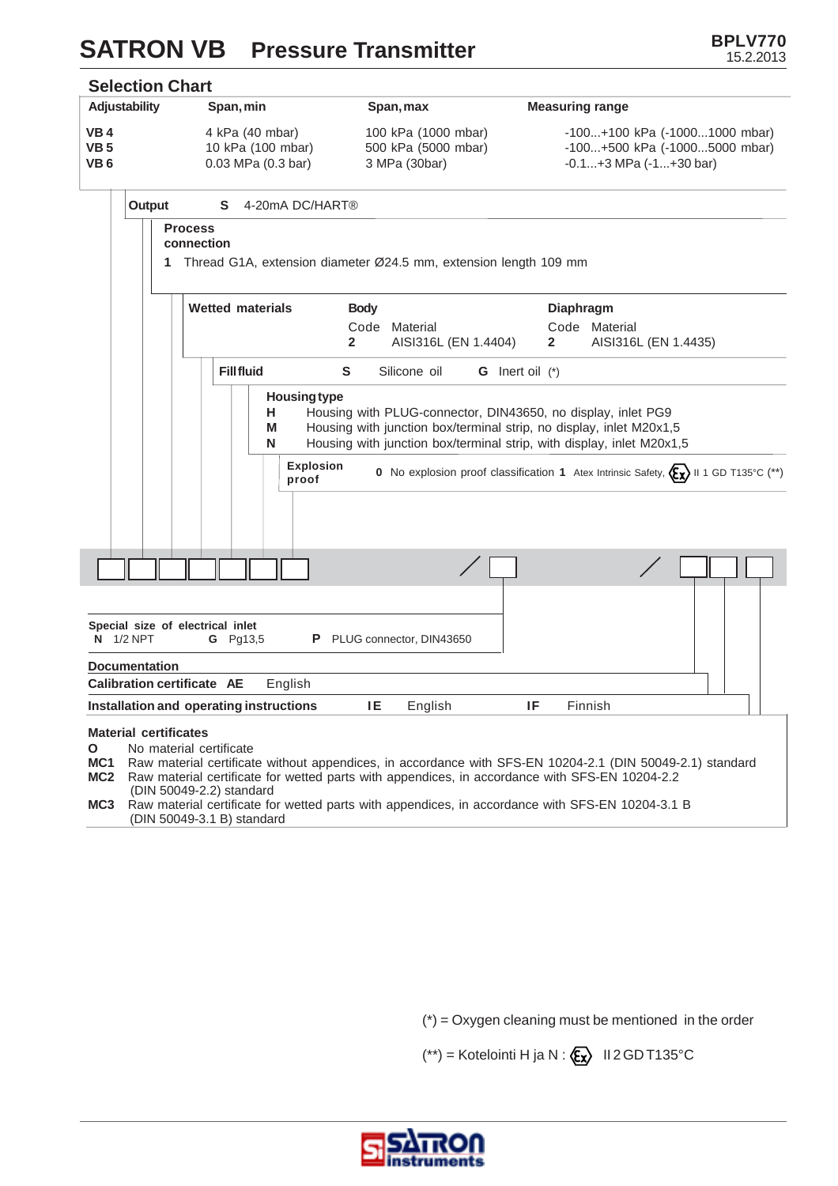# SATRON VB Pressure Transmitter

BPLV770
15.2.2013

## Selection Chart

| Adjustability | Span, min | Span, max | Measuring range |
|---|---|---|---|
| VB 4 | 4 kPa (40 mbar) | 100 kPa (1000 mbar) | -100...+100 kPa (-1000...1000 mbar) |
| VB 5 | 10 kPa (100 mbar) | 500 kPa (5000 mbar) | -100...+500 kPa (-1000...5000 mbar) |
| VB 6 | 0.03 MPa (0.3 bar) | 3 MPa (30bar) | -0.1...+3 MPa (-1...+30 bar) |

**Output**

**S** 4-20mA DC/HART®

**Process connection**

**1** Thread G1A, extension diameter Ø24.5 mm, extension length 109 mm

**Wetted materials**

| Body Code | Body Material | Diaphragm Code | Diaphragm Material |
|---|---|---|---|
| 2 | AISI316L (EN 1.4404) | 2 | AISI316L (EN 1.4435) |

**Fill fluid**

**S** Silicone oil
**G** Inert oil (*)

**Housing type**

**H** Housing with PLUG-connector, DIN43650, no display, inlet PG9
**M** Housing with junction box/terminal strip, no display, inlet M20x1,5
**N** Housing with junction box/terminal strip, with display, inlet M20x1,5

**Explosion proof**

**0** No explosion proof classification
**1** Atex Intrinsic Safety, Ex II 1 GD T135°C (**)

[ ][ ][ ][ ][ ][ ][ ] / [ ] / [ ][ ][ ]

**Special size of electrical inlet**

**N** 1/2 NPT
**G** Pg13,5
**P** PLUG connector, DIN43650

**Documentation**

**Calibration certificate** **AE** English

**Installation and operating instructions** **IE** English **IF** Finnish

**Material certificates**

**O** No material certificate
**MC1** Raw material certificate without appendices, in accordance with SFS-EN 10204-2.1 (DIN 50049-2.1) standard
**MC2** Raw material certificate for wetted parts with appendices, in accordance with SFS-EN 10204-2.2 (DIN 50049-2.2) standard
**MC3** Raw material certificate for wetted parts with appendices, in accordance with SFS-EN 10204-3.1 B (DIN 50049-3.1 B) standard

(*) = Oxygen cleaning must be mentioned in the order

(**) = Kotelointi H ja N : Ex II 2 GD T135°C

SATRON instruments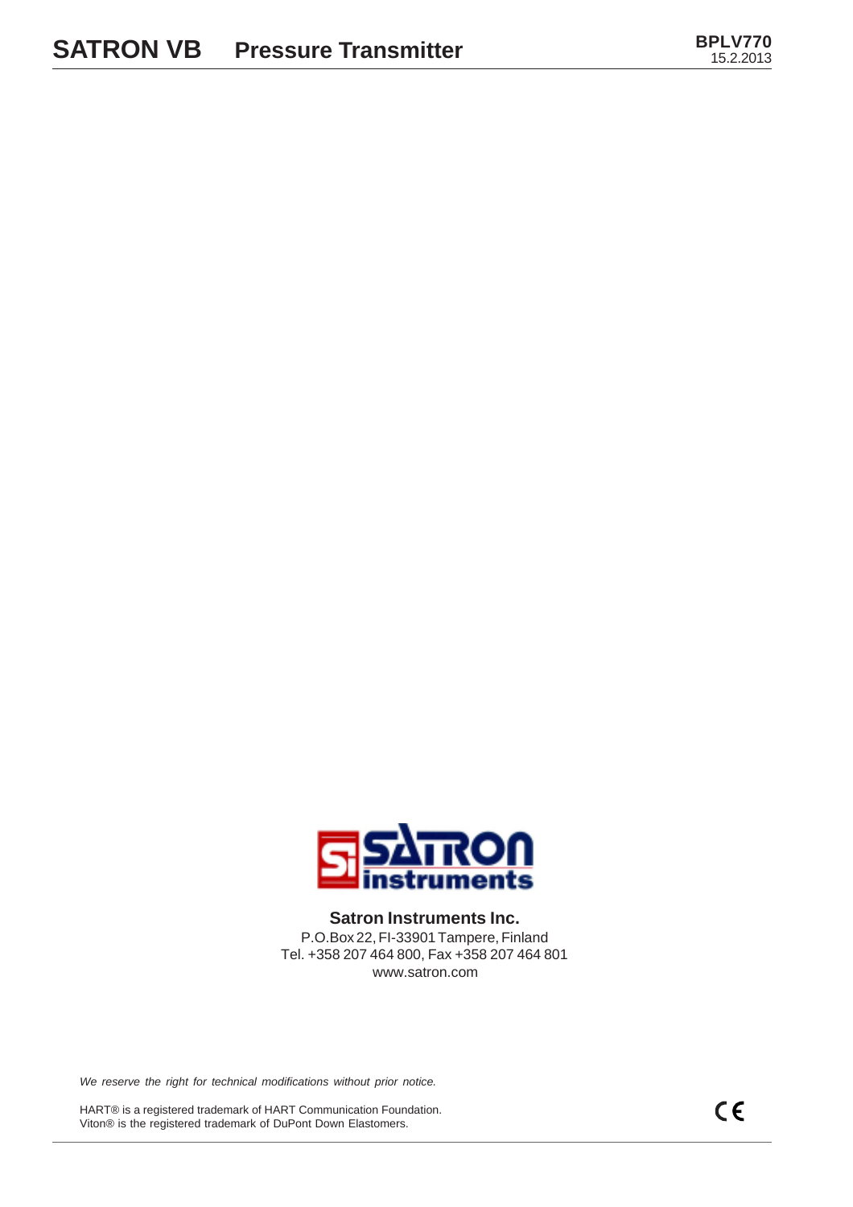**Satron Instruments Inc.**
P.O.Box 22, FI-33901 Tampere, Finland
Tel. +358 207 464 800, Fax +358 207 464 801
www.satron.com

*We reserve the right for technical modifications without prior notice.*

HART® is a registered trademark of HART Communication Foundation.
Viton® is the registered trademark of DuPont Down Elastomers.

CE